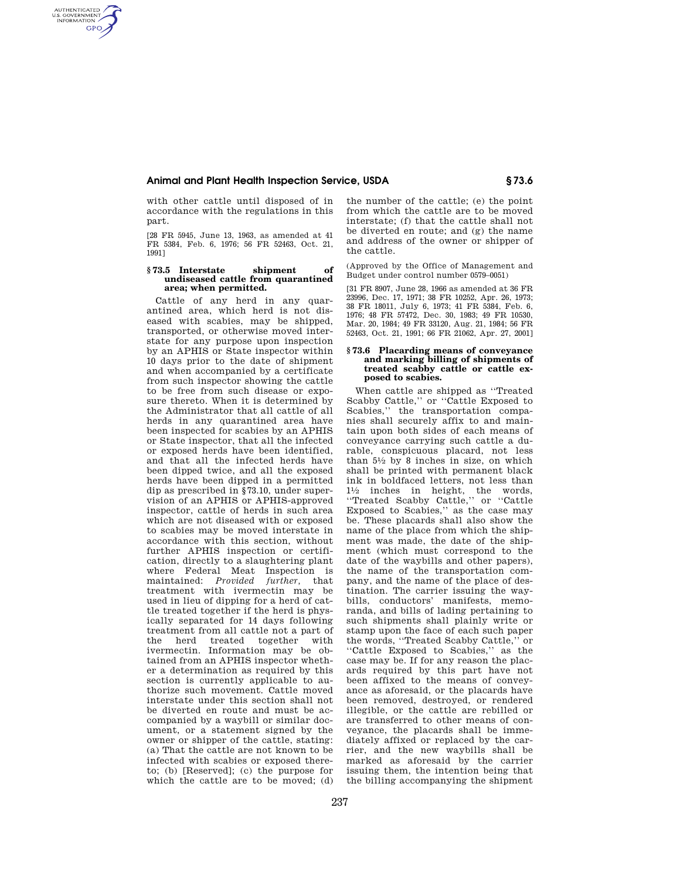with other cattle until disposed of in accordance with the regulations in this part.

[28 FR 5945, June 13, 1963, as amended at 41 FR 5384, Feb. 6, 1976; 56 FR 52463, Oct. 21, 1991]

### § 73.5 Interstate shipment of undiseased cattle from quarantined area; when permitted.

Cattle of any herd in any quarantined area, which herd is not diseased with scabies, may be shipped, transported, or otherwise moved interstate for any purpose upon inspection by an APHIS or State inspector within 10 days prior to the date of shipment and when accompanied by a certificate from such inspector showing the cattle to be free from such disease or exposure thereto. When it is determined by the Administrator that all cattle of all herds in any quarantined area have been inspected for scabies by an APHIS or State inspector, that all the infected or exposed herds have been identified, and that all the infected herds have been dipped twice, and all the exposed herds have been dipped in a permitted dip as prescribed in §73.10, under supervision of an APHIS or APHIS-approved inspector, cattle of herds in such area which are not diseased with or exposed to scabies may be moved interstate in accordance with this section, without further APHIS inspection or certification, directly to a slaughtering plant where Federal Meat Inspection is maintained: *Provided further*, that treatment with ivermectin may be used in lieu of dipping for a herd of cattle treated together if the herd is physically separated for 14 days following treatment from all cattle not a part of the herd treated together with ivermectin. Information may be obtained from an APHIS inspector whether a determination as required by this section is currently applicable to authorize such movement. Cattle moved interstate under this section shall not be diverted en route and must be accompanied by a waybill or similar document, or a statement signed by the owner or shipper of the cattle, stating: (a) That the cattle are not known to be infected with scabies or exposed thereto; (b) [Reserved]; (c) the purpose for which the cattle are to be moved; (d) the number of the cattle; (e) the point from which the cattle are to be moved interstate; (f) that the cattle shall not be diverted en route; and (g) the name and address of the owner or shipper of the cattle.

(Approved by the Office of Management and Budget under control number 0579–0051)

[31 FR 8907, June 28, 1966 as amended at 36 FR 23996, Dec. 17, 1971; 38 FR 10252, Apr. 26, 1973; 38 FR 18011, July 6, 1973; 41 FR 5384, Feb. 6, 1976; 48 FR 57472, Dec. 30, 1983; 49 FR 10530, Mar. 20, 1984; 49 FR 33120, Aug. 21, 1984; 56 FR 52463, Oct. 21, 1991; 66 FR 21062, Apr. 27, 2001]

### § 73.6 Placarding means of conveyance and marking billing of shipments of treated scabby cattle or cattle exposed to scabies.

When cattle are shipped as ''Treated Scabby Cattle,'' or ''Cattle Exposed to Scabies,'' the transportation companies shall securely affix to and maintain upon both sides of each means of conveyance carrying such cattle a durable, conspicuous placard, not less than 5½ by 8 inches in size, on which shall be printed with permanent black ink in boldfaced letters, not less than 1½ inches in height, the words, ''Treated Scabby Cattle,'' or ''Cattle Exposed to Scabies,'' as the case may be. These placards shall also show the name of the place from which the shipment was made, the date of the shipment (which must correspond to the date of the waybills and other papers), the name of the transportation company, and the name of the place of destination. The carrier issuing the waybills, conductors' manifests, memoranda, and bills of lading pertaining to such shipments shall plainly write or stamp upon the face of each such paper the words, ''Treated Scabby Cattle,'' or ''Cattle Exposed to Scabies,'' as the case may be. If for any reason the placards required by this part have not been affixed to the means of conveyance as aforesaid, or the placards have been removed, destroyed, or rendered illegible, or the cattle are rebilled or are transferred to other means of conveyance, the placards shall be immediately affixed or replaced by the carrier, and the new waybills shall be marked as aforesaid by the carrier issuing them, the intention being that the billing accompanying the shipment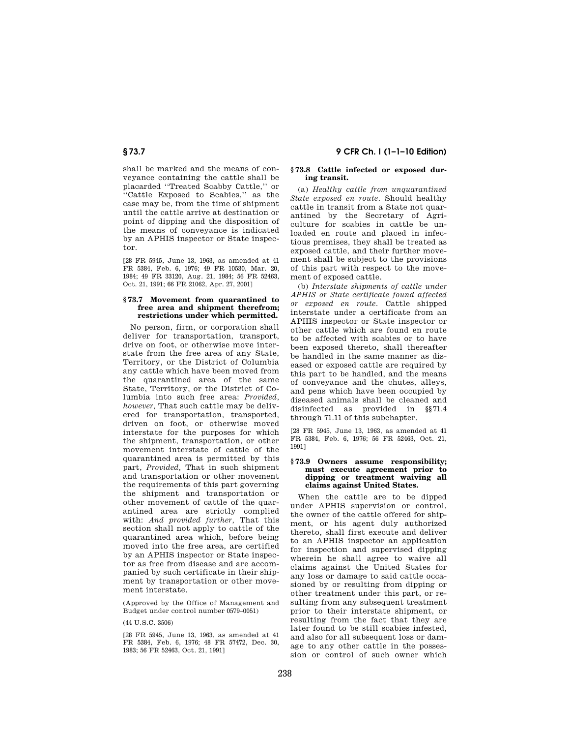shall be marked and the means of conveyance containing the cattle shall be placarded ''Treated Scabby Cattle,'' or ''Cattle Exposed to Scabies,'' as the case may be, from the time of shipment until the cattle arrive at destination or point of dipping and the disposition of the means of conveyance is indicated by an APHIS inspector or State inspector.

[28 FR 5945, June 13, 1963, as amended at 41 FR 5384, Feb. 6, 1976; 49 FR 10530, Mar. 20, 1984; 49 FR 33120, Aug. 21, 1984; 56 FR 52463, Oct. 21, 1991; 66 FR 21062, Apr. 27, 2001]

### § 73.7 Movement from quarantined to free area and shipment therefrom; restrictions under which permitted.

No person, firm, or corporation shall deliver for transportation, transport, drive on foot, or otherwise move interstate from the free area of any State, Territory, or the District of Columbia any cattle which have been moved from the quarantined area of the same State, Territory, or the District of Columbia into such free area: *Provided, however*, That such cattle may be delivered for transportation, transported, driven on foot, or otherwise moved interstate for the purposes for which the shipment, transportation, or other movement interstate of cattle of the quarantined area is permitted by this part, *Provided*, That in such shipment and transportation or other movement the requirements of this part governing the shipment and transportation or other movement of cattle of the quarantined area are strictly complied with: *And provided further*, That this section shall not apply to cattle of the quarantined area which, before being moved into the free area, are certified by an APHIS inspector or State inspector as free from disease and are accompanied by such certificate in their shipment by transportation or other movement interstate.

(Approved by the Office of Management and Budget under control number 0579–0051)

(44 U.S.C. 3506)

[28 FR 5945, June 13, 1963, as amended at 41 FR 5384, Feb. 6, 1976; 48 FR 57472, Dec. 30, 1983; 56 FR 52463, Oct. 21, 1991]

### § 73.8 Cattle infected or exposed during transit.

(a) *Healthy cattle from unquarantined State exposed en route.* Should healthy cattle in transit from a State not quarantined by the Secretary of Agriculture for scabies in cattle be unloaded en route and placed in infectious premises, they shall be treated as exposed cattle, and their further movement shall be subject to the provisions of this part with respect to the movement of exposed cattle.

(b) *Interstate shipments of cattle under APHIS or State certificate found affected or exposed en route.* Cattle shipped interstate under a certificate from an APHIS inspector or State inspector or other cattle which are found en route to be affected with scabies or to have been exposed thereto, shall thereafter be handled in the same manner as diseased or exposed cattle are required by this part to be handled, and the means of conveyance and the chutes, alleys, and pens which have been occupied by diseased animals shall be cleaned and disinfected as provided in §§ 71.4 through 71.11 of this subchapter.

[28 FR 5945, June 13, 1963, as amended at 41 FR 5384, Feb. 6, 1976; 56 FR 52463, Oct. 21, 1991]

### § 73.9 Owners assume responsibility; must execute agreement prior to dipping or treatment waiving all claims against United States.

When the cattle are to be dipped under APHIS supervision or control, the owner of the cattle offered for shipment, or his agent duly authorized thereto, shall first execute and deliver to an APHIS inspector an application for inspection and supervised dipping wherein he shall agree to waive all claims against the United States for any loss or damage to said cattle occasioned by or resulting from dipping or other treatment under this part, or resulting from any subsequent treatment prior to their interstate shipment, or resulting from the fact that they are later found to be still scabies infested, and also for all subsequent loss or damage to any other cattle in the possession or control of such owner which